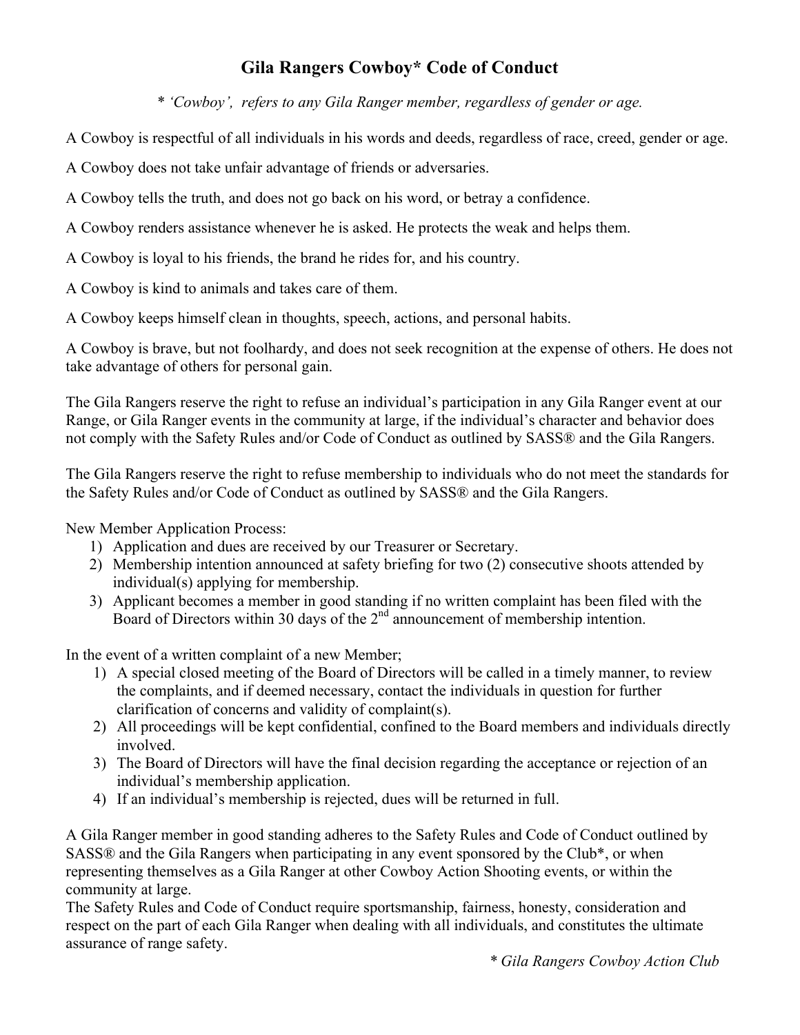# Gila Rangers Cowboy* Code of Conduct

*\* 'Cowboy', refers to any Gila Ranger member, regardless of gender or age.*

A Cowboy is respectful of all individuals in his words and deeds, regardless of race, creed, gender or age.

A Cowboy does not take unfair advantage of friends or adversaries.

A Cowboy tells the truth, and does not go back on his word, or betray a confidence.

A Cowboy renders assistance whenever he is asked. He protects the weak and helps them.

A Cowboy is loyal to his friends, the brand he rides for, and his country.

A Cowboy is kind to animals and takes care of them.

A Cowboy keeps himself clean in thoughts, speech, actions, and personal habits.

A Cowboy is brave, but not foolhardy, and does not seek recognition at the expense of others. He does not take advantage of others for personal gain.

The Gila Rangers reserve the right to refuse an individual's participation in any Gila Ranger event at our Range, or Gila Ranger events in the community at large, if the individual's character and behavior does not comply with the Safety Rules and/or Code of Conduct as outlined by SASS® and the Gila Rangers.

The Gila Rangers reserve the right to refuse membership to individuals who do not meet the standards for the Safety Rules and/or Code of Conduct as outlined by SASS® and the Gila Rangers.

New Member Application Process:

1) Application and dues are received by our Treasurer or Secretary.
2) Membership intention announced at safety briefing for two (2) consecutive shoots attended by individual(s) applying for membership.
3) Applicant becomes a member in good standing if no written complaint has been filed with the Board of Directors within 30 days of the 2nd announcement of membership intention.

In the event of a written complaint of a new Member;

1) A special closed meeting of the Board of Directors will be called in a timely manner, to review the complaints, and if deemed necessary, contact the individuals in question for further clarification of concerns and validity of complaint(s).
2) All proceedings will be kept confidential, confined to the Board members and individuals directly involved.
3) The Board of Directors will have the final decision regarding the acceptance or rejection of an individual's membership application.
4) If an individual's membership is rejected, dues will be returned in full.

A Gila Ranger member in good standing adheres to the Safety Rules and Code of Conduct outlined by SASS® and the Gila Rangers when participating in any event sponsored by the Club*, or when representing themselves as a Gila Ranger at other Cowboy Action Shooting events, or within the community at large.
The Safety Rules and Code of Conduct require sportsmanship, fairness, honesty, consideration and respect on the part of each Gila Ranger when dealing with all individuals, and constitutes the ultimate assurance of range safety.

*\* Gila Rangers Cowboy Action Club*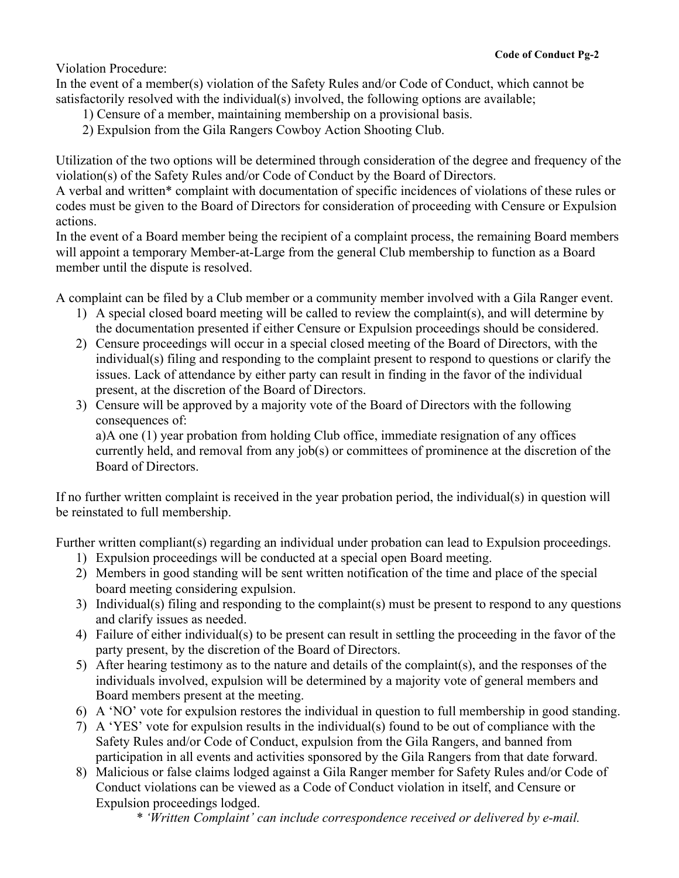Violation Procedure:

In the event of a member(s) violation of the Safety Rules and/or Code of Conduct, which cannot be satisfactorily resolved with the individual(s) involved, the following options are available;

1) Censure of a member, maintaining membership on a provisional basis.
2) Expulsion from the Gila Rangers Cowboy Action Shooting Club.

Utilization of the two options will be determined through consideration of the degree and frequency of the violation(s) of the Safety Rules and/or Code of Conduct by the Board of Directors.

A verbal and written* complaint with documentation of specific incidences of violations of these rules or codes must be given to the Board of Directors for consideration of proceeding with Censure or Expulsion actions.

In the event of a Board member being the recipient of a complaint process, the remaining Board members will appoint a temporary Member-at-Large from the general Club membership to function as a Board member until the dispute is resolved.

A complaint can be filed by a Club member or a community member involved with a Gila Ranger event.

1) A special closed board meeting will be called to review the complaint(s), and will determine by the documentation presented if either Censure or Expulsion proceedings should be considered.
2) Censure proceedings will occur in a special closed meeting of the Board of Directors, with the individual(s) filing and responding to the complaint present to respond to questions or clarify the issues. Lack of attendance by either party can result in finding in the favor of the individual present, at the discretion of the Board of Directors.
3) Censure will be approved by a majority vote of the Board of Directors with the following consequences of:
   a)A one (1) year probation from holding Club office, immediate resignation of any offices currently held, and removal from any job(s) or committees of prominence at the discretion of the Board of Directors.

If no further written complaint is received in the year probation period, the individual(s) in question will be reinstated to full membership.

Further written compliant(s) regarding an individual under probation can lead to Expulsion proceedings.

1) Expulsion proceedings will be conducted at a special open Board meeting.
2) Members in good standing will be sent written notification of the time and place of the special board meeting considering expulsion.
3) Individual(s) filing and responding to the complaint(s) must be present to respond to any questions and clarify issues as needed.
4) Failure of either individual(s) to be present can result in settling the proceeding in the favor of the party present, by the discretion of the Board of Directors.
5) After hearing testimony as to the nature and details of the complaint(s), and the responses of the individuals involved, expulsion will be determined by a majority vote of general members and Board members present at the meeting.
6) A 'NO' vote for expulsion restores the individual in question to full membership in good standing.
7) A 'YES' vote for expulsion results in the individual(s) found to be out of compliance with the Safety Rules and/or Code of Conduct, expulsion from the Gila Rangers, and banned from participation in all events and activities sponsored by the Gila Rangers from that date forward.
8) Malicious or false claims lodged against a Gila Ranger member for Safety Rules and/or Code of Conduct violations can be viewed as a Code of Conduct violation in itself, and Censure or Expulsion proceedings lodged.

*\* 'Written Complaint' can include correspondence received or delivered by e-mail.*